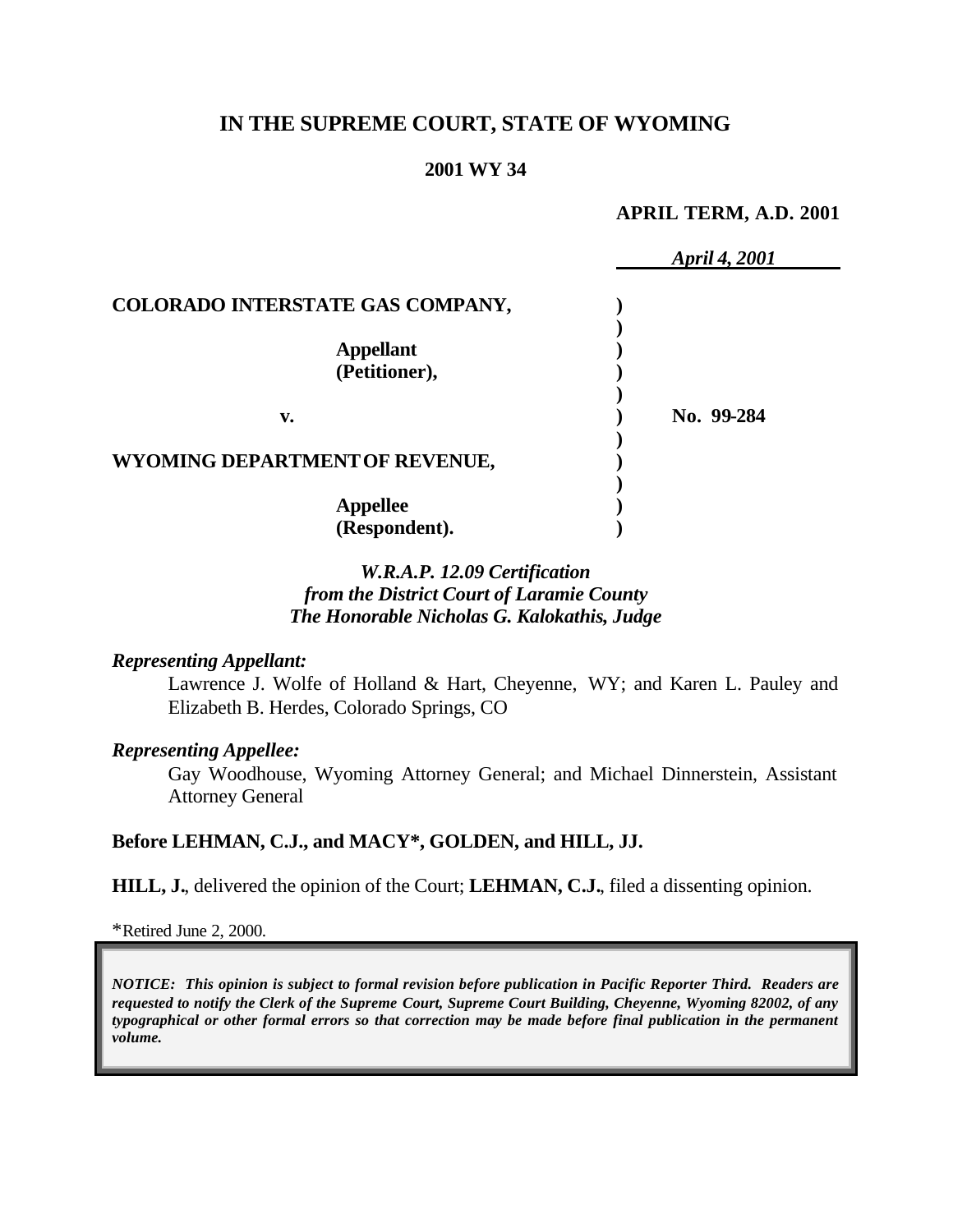# IN THE SUPREME COURT, STATE OF WYOMING

**2001 WY 34**

**APRIL TERM, A.D. 2001**

*April 4, 2001*

**COLORADO INTERSTATE GAS COMPANY,**

**Appellant (Petitioner),**

**v.**

**No. 99-284**

**WYOMING DEPARTMENT OF REVENUE,**

**Appellee (Respondent).**

*W.R.A.P. 12.09 Certification from the District Court of Laramie County The Honorable Nicholas G. Kalokathis, Judge*

*Representing Appellant:*

Lawrence J. Wolfe of Holland & Hart, Cheyenne, WY; and Karen L. Pauley and Elizabeth B. Herdes, Colorado Springs, CO

*Representing Appellee:*

Gay Woodhouse, Wyoming Attorney General; and Michael Dinnerstein, Assistant Attorney General

**Before LEHMAN, C.J., and MACY\*, GOLDEN, and HILL, JJ.**

**HILL, J.**, delivered the opinion of the Court; **LEHMAN, C.J.**, filed a dissenting opinion.

*Retired June 2, 2000.

*NOTICE: This opinion is subject to formal revision before publication in Pacific Reporter Third. Readers are requested to notify the Clerk of the Supreme Court, Supreme Court Building, Cheyenne, Wyoming 82002, of any typographical or other formal errors so that correction may be made before final publication in the permanent volume.*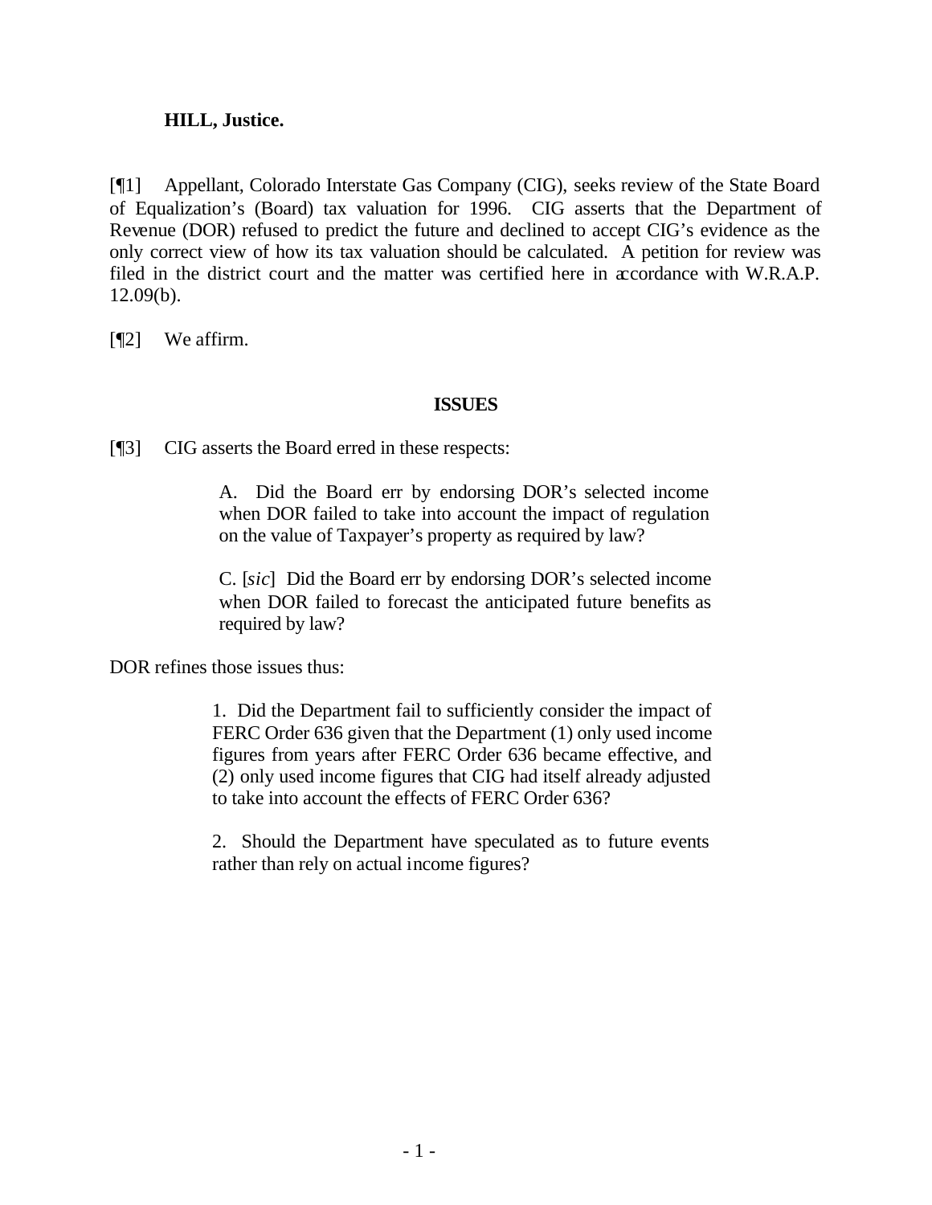**HILL, Justice.**

[¶1] Appellant, Colorado Interstate Gas Company (CIG), seeks review of the State Board of Equalization's (Board) tax valuation for 1996. CIG asserts that the Department of Revenue (DOR) refused to predict the future and declined to accept CIG's evidence as the only correct view of how its tax valuation should be calculated. A petition for review was filed in the district court and the matter was certified here in accordance with W.R.A.P. 12.09(b).

[¶2] We affirm.

## ISSUES

[¶3] CIG asserts the Board erred in these respects:

> A. Did the Board err by endorsing DOR's selected income when DOR failed to take into account the impact of regulation on the value of Taxpayer's property as required by law?
>
> C. [*sic*] Did the Board err by endorsing DOR's selected income when DOR failed to forecast the anticipated future benefits as required by law?

DOR refines those issues thus:

> 1. Did the Department fail to sufficiently consider the impact of FERC Order 636 given that the Department (1) only used income figures from years after FERC Order 636 became effective, and (2) only used income figures that CIG had itself already adjusted to take into account the effects of FERC Order 636?
>
> 2. Should the Department have speculated as to future events rather than rely on actual income figures?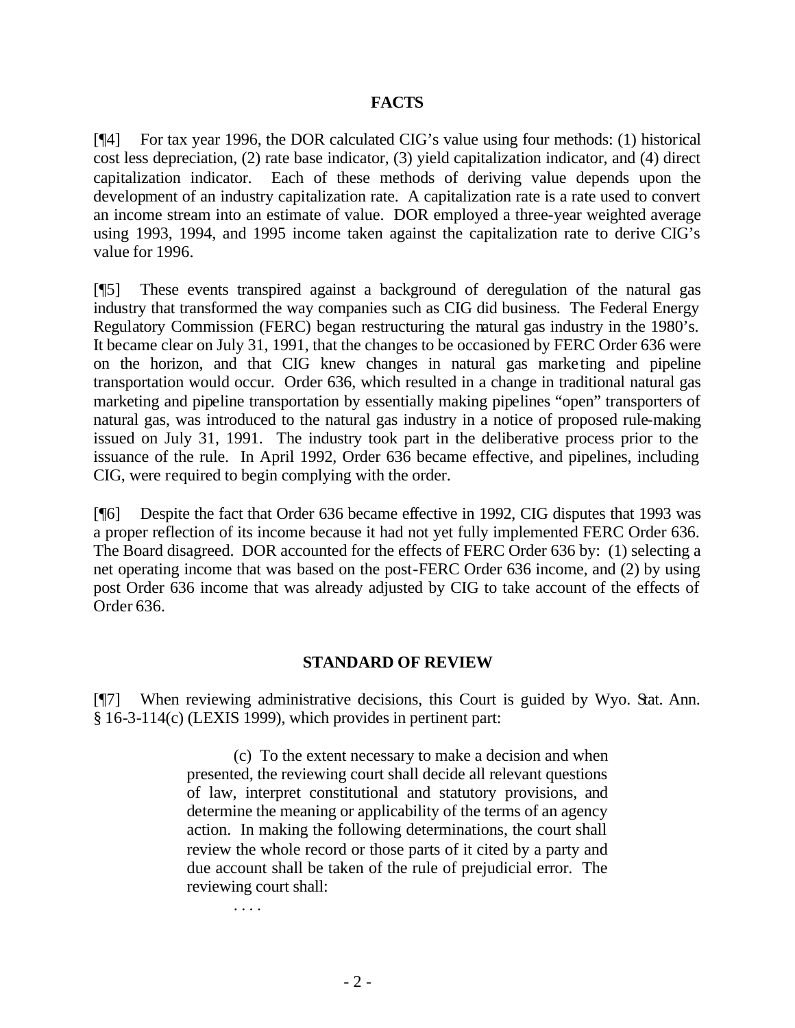## FACTS

[¶4] For tax year 1996, the DOR calculated CIG's value using four methods: (1) historical cost less depreciation, (2) rate base indicator, (3) yield capitalization indicator, and (4) direct capitalization indicator. Each of these methods of deriving value depends upon the development of an industry capitalization rate. A capitalization rate is a rate used to convert an income stream into an estimate of value. DOR employed a three-year weighted average using 1993, 1994, and 1995 income taken against the capitalization rate to derive CIG's value for 1996.

[¶5] These events transpired against a background of deregulation of the natural gas industry that transformed the way companies such as CIG did business. The Federal Energy Regulatory Commission (FERC) began restructuring the natural gas industry in the 1980's. It became clear on July 31, 1991, that the changes to be occasioned by FERC Order 636 were on the horizon, and that CIG knew changes in natural gas marketing and pipeline transportation would occur. Order 636, which resulted in a change in traditional natural gas marketing and pipeline transportation by essentially making pipelines "open" transporters of natural gas, was introduced to the natural gas industry in a notice of proposed rule-making issued on July 31, 1991. The industry took part in the deliberative process prior to the issuance of the rule. In April 1992, Order 636 became effective, and pipelines, including CIG, were required to begin complying with the order.

[¶6] Despite the fact that Order 636 became effective in 1992, CIG disputes that 1993 was a proper reflection of its income because it had not yet fully implemented FERC Order 636. The Board disagreed. DOR accounted for the effects of FERC Order 636 by: (1) selecting a net operating income that was based on the post-FERC Order 636 income, and (2) by using post Order 636 income that was already adjusted by CIG to take account of the effects of Order 636.

## STANDARD OF REVIEW

[¶7] When reviewing administrative decisions, this Court is guided by Wyo. Stat. Ann. § 16-3-114(c) (LEXIS 1999), which provides in pertinent part:

> (c) To the extent necessary to make a decision and when presented, the reviewing court shall decide all relevant questions of law, interpret constitutional and statutory provisions, and determine the meaning or applicability of the terms of an agency action. In making the following determinations, the court shall review the whole record or those parts of it cited by a party and due account shall be taken of the rule of prejudicial error. The reviewing court shall:
>
> . . . .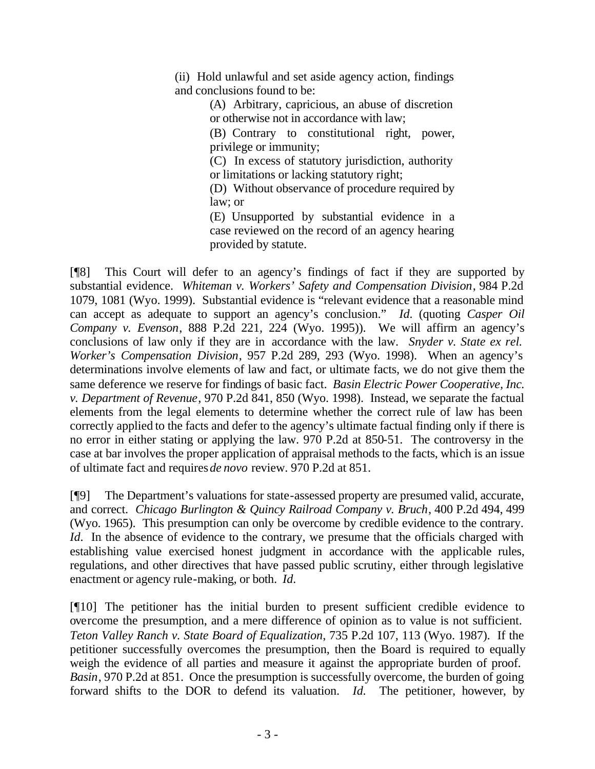(ii) Hold unlawful and set aside agency action, findings and conclusions found to be:

> (A) Arbitrary, capricious, an abuse of discretion or otherwise not in accordance with law;
>
> (B) Contrary to constitutional right, power, privilege or immunity;
>
> (C) In excess of statutory jurisdiction, authority or limitations or lacking statutory right;
>
> (D) Without observance of procedure required by law; or
>
> (E) Unsupported by substantial evidence in a case reviewed on the record of an agency hearing provided by statute.

[¶8] This Court will defer to an agency's findings of fact if they are supported by substantial evidence. *Whiteman v. Workers' Safety and Compensation Division*, 984 P.2d 1079, 1081 (Wyo. 1999). Substantial evidence is "relevant evidence that a reasonable mind can accept as adequate to support an agency's conclusion." *Id.* (quoting *Casper Oil Company v. Evenson*, 888 P.2d 221, 224 (Wyo. 1995)). We will affirm an agency's conclusions of law only if they are in accordance with the law. *Snyder v. State ex rel. Worker's Compensation Division*, 957 P.2d 289, 293 (Wyo. 1998). When an agency's determinations involve elements of law and fact, or ultimate facts, we do not give them the same deference we reserve for findings of basic fact. *Basin Electric Power Cooperative, Inc. v. Department of Revenue*, 970 P.2d 841, 850 (Wyo. 1998). Instead, we separate the factual elements from the legal elements to determine whether the correct rule of law has been correctly applied to the facts and defer to the agency's ultimate factual finding only if there is no error in either stating or applying the law. 970 P.2d at 850-51. The controversy in the case at bar involves the proper application of appraisal methods to the facts, which is an issue of ultimate fact and requires *de novo* review. 970 P.2d at 851.

[¶9] The Department's valuations for state-assessed property are presumed valid, accurate, and correct. *Chicago Burlington & Quincy Railroad Company v. Bruch*, 400 P.2d 494, 499 (Wyo. 1965). This presumption can only be overcome by credible evidence to the contrary. *Id.* In the absence of evidence to the contrary, we presume that the officials charged with establishing value exercised honest judgment in accordance with the applicable rules, regulations, and other directives that have passed public scrutiny, either through legislative enactment or agency rule-making, or both. *Id.*

[¶10] The petitioner has the initial burden to present sufficient credible evidence to overcome the presumption, and a mere difference of opinion as to value is not sufficient. *Teton Valley Ranch v. State Board of Equalization*, 735 P.2d 107, 113 (Wyo. 1987). If the petitioner successfully overcomes the presumption, then the Board is required to equally weigh the evidence of all parties and measure it against the appropriate burden of proof. *Basin*, 970 P.2d at 851. Once the presumption is successfully overcome, the burden of going forward shifts to the DOR to defend its valuation. *Id.* The petitioner, however, by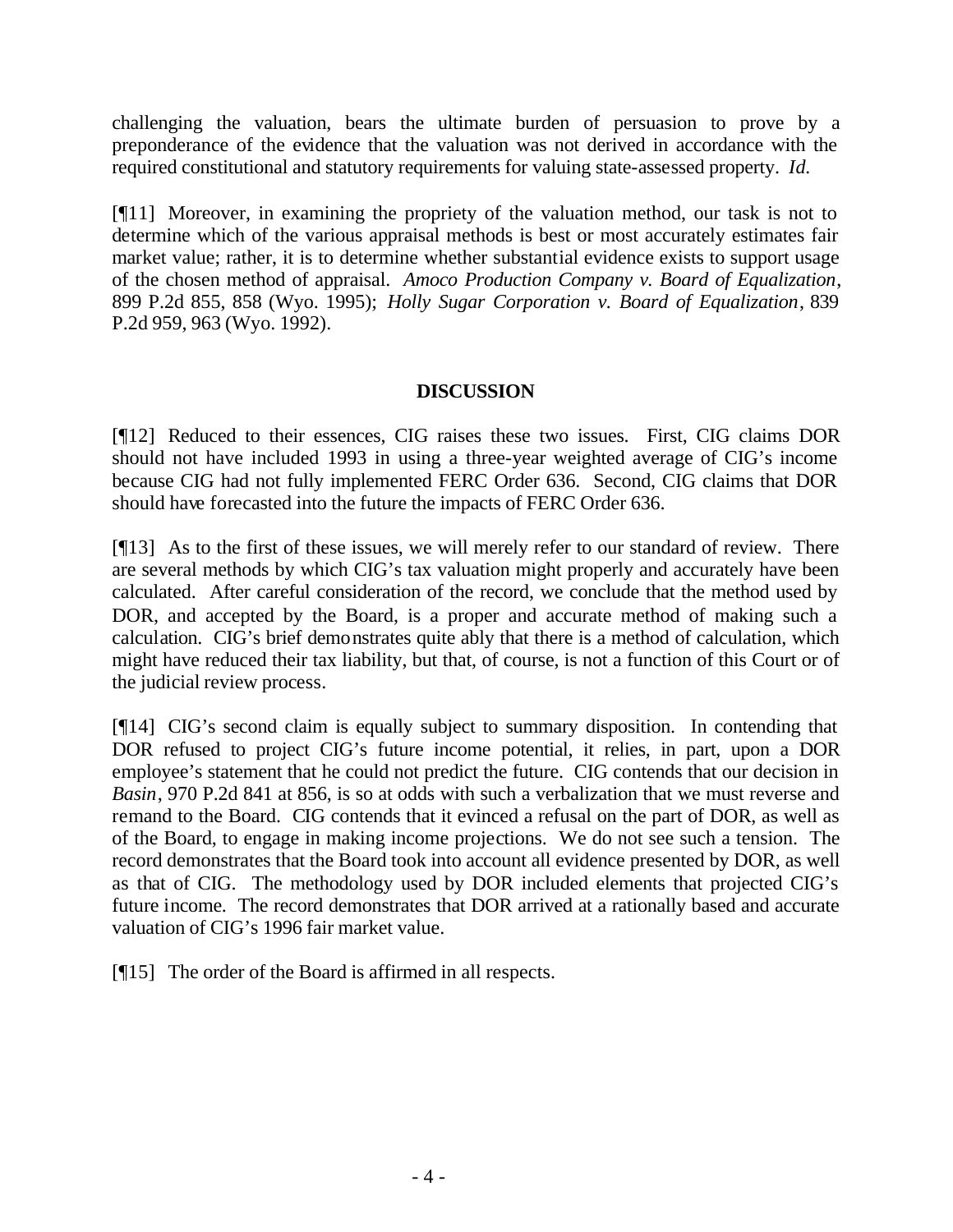challenging the valuation, bears the ultimate burden of persuasion to prove by a preponderance of the evidence that the valuation was not derived in accordance with the required constitutional and statutory requirements for valuing state-assessed property. *Id.*

[¶11] Moreover, in examining the propriety of the valuation method, our task is not to determine which of the various appraisal methods is best or most accurately estimates fair market value; rather, it is to determine whether substantial evidence exists to support usage of the chosen method of appraisal. *Amoco Production Company v. Board of Equalization*, 899 P.2d 855, 858 (Wyo. 1995); *Holly Sugar Corporation v. Board of Equalization*, 839 P.2d 959, 963 (Wyo. 1992).

## DISCUSSION

[¶12] Reduced to their essences, CIG raises these two issues. First, CIG claims DOR should not have included 1993 in using a three-year weighted average of CIG's income because CIG had not fully implemented FERC Order 636. Second, CIG claims that DOR should have forecasted into the future the impacts of FERC Order 636.

[¶13] As to the first of these issues, we will merely refer to our standard of review. There are several methods by which CIG's tax valuation might properly and accurately have been calculated. After careful consideration of the record, we conclude that the method used by DOR, and accepted by the Board, is a proper and accurate method of making such a calculation. CIG's brief demonstrates quite ably that there is a method of calculation, which might have reduced their tax liability, but that, of course, is not a function of this Court or of the judicial review process.

[¶14] CIG's second claim is equally subject to summary disposition. In contending that DOR refused to project CIG's future income potential, it relies, in part, upon a DOR employee's statement that he could not predict the future. CIG contends that our decision in *Basin*, 970 P.2d 841 at 856, is so at odds with such a verbalization that we must reverse and remand to the Board. CIG contends that it evinced a refusal on the part of DOR, as well as of the Board, to engage in making income projections. We do not see such a tension. The record demonstrates that the Board took into account all evidence presented by DOR, as well as that of CIG. The methodology used by DOR included elements that projected CIG's future income. The record demonstrates that DOR arrived at a rationally based and accurate valuation of CIG's 1996 fair market value.

[¶15] The order of the Board is affirmed in all respects.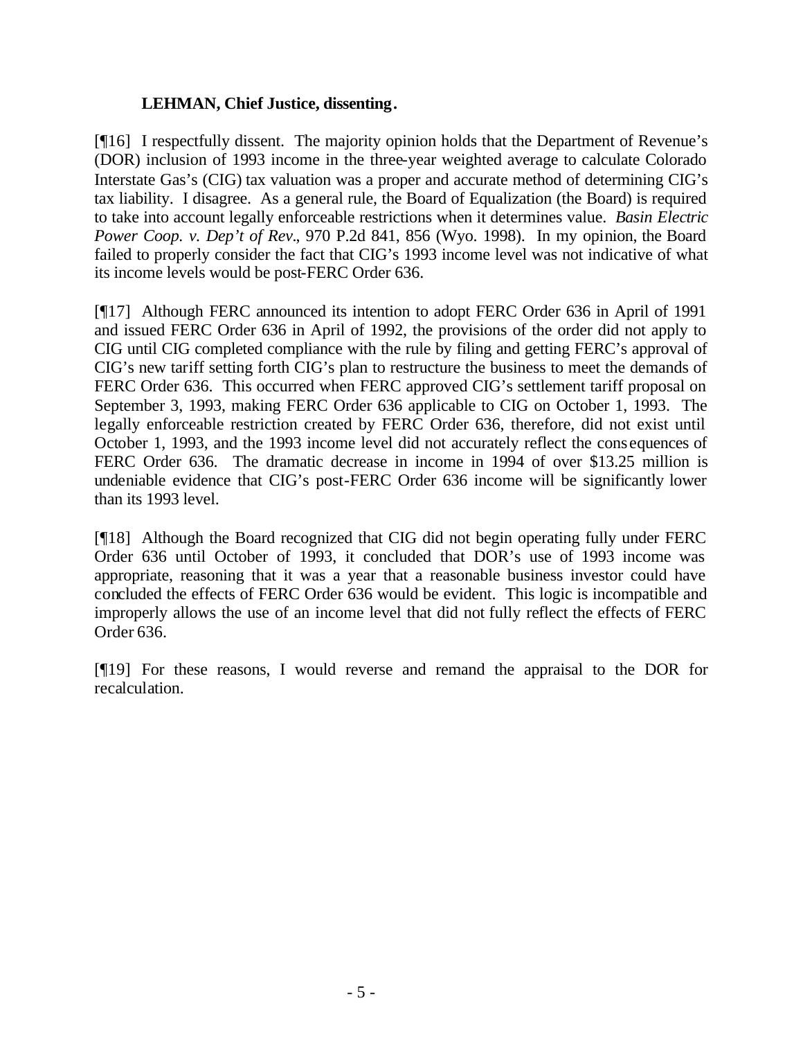**LEHMAN, Chief Justice, dissenting.**

[¶16] I respectfully dissent. The majority opinion holds that the Department of Revenue's (DOR) inclusion of 1993 income in the three-year weighted average to calculate Colorado Interstate Gas's (CIG) tax valuation was a proper and accurate method of determining CIG's tax liability. I disagree. As a general rule, the Board of Equalization (the Board) is required to take into account legally enforceable restrictions when it determines value. *Basin Electric Power Coop. v. Dep't of Rev.*, 970 P.2d 841, 856 (Wyo. 1998). In my opinion, the Board failed to properly consider the fact that CIG's 1993 income level was not indicative of what its income levels would be post-FERC Order 636.

[¶17] Although FERC announced its intention to adopt FERC Order 636 in April of 1991 and issued FERC Order 636 in April of 1992, the provisions of the order did not apply to CIG until CIG completed compliance with the rule by filing and getting FERC's approval of CIG's new tariff setting forth CIG's plan to restructure the business to meet the demands of FERC Order 636. This occurred when FERC approved CIG's settlement tariff proposal on September 3, 1993, making FERC Order 636 applicable to CIG on October 1, 1993. The legally enforceable restriction created by FERC Order 636, therefore, did not exist until October 1, 1993, and the 1993 income level did not accurately reflect the consequences of FERC Order 636. The dramatic decrease in income in 1994 of over $13.25 million is undeniable evidence that CIG's post-FERC Order 636 income will be significantly lower than its 1993 level.

[¶18] Although the Board recognized that CIG did not begin operating fully under FERC Order 636 until October of 1993, it concluded that DOR's use of 1993 income was appropriate, reasoning that it was a year that a reasonable business investor could have concluded the effects of FERC Order 636 would be evident. This logic is incompatible and improperly allows the use of an income level that did not fully reflect the effects of FERC Order 636.

[¶19] For these reasons, I would reverse and remand the appraisal to the DOR for recalculation.